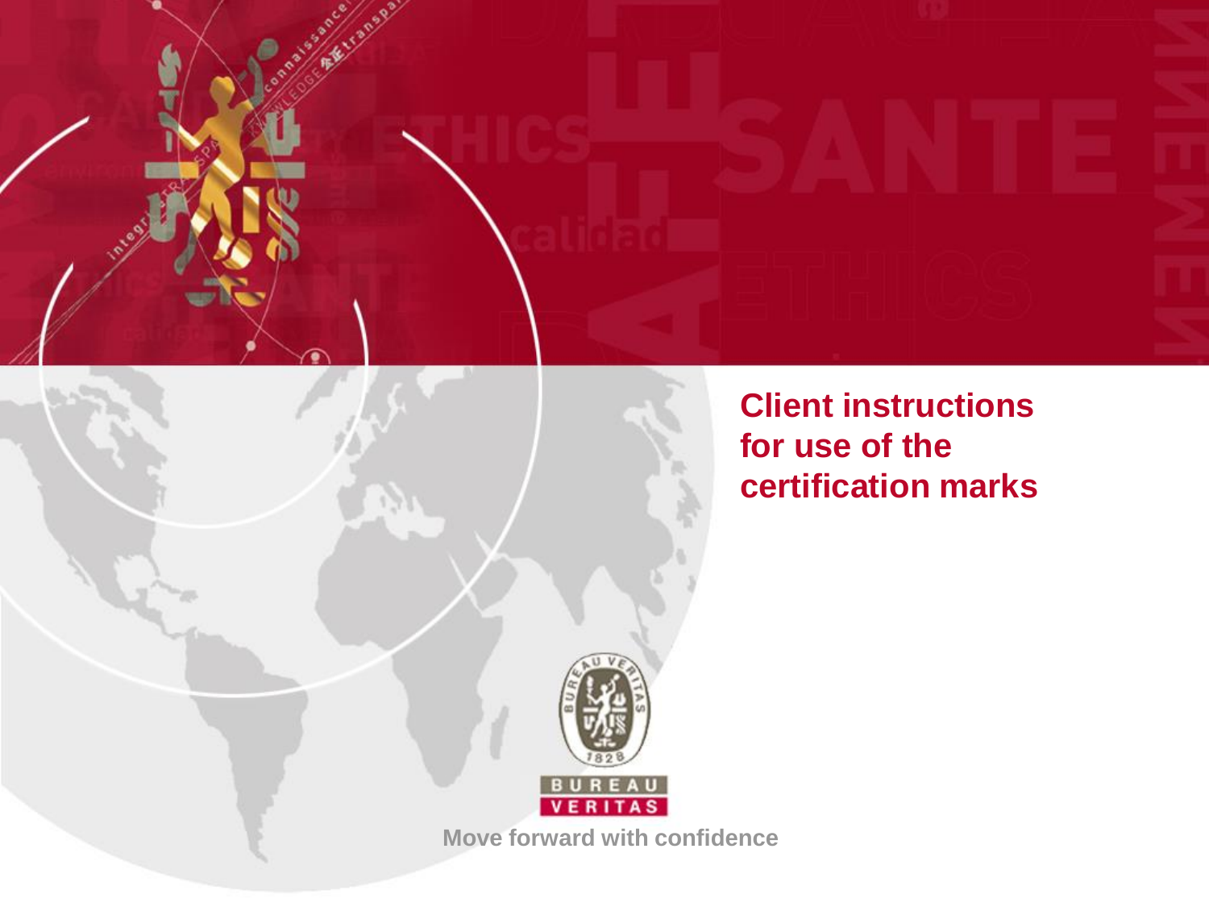# Client instructions for use of the certification marks

BUREAU VERITAS

Move forward with confidence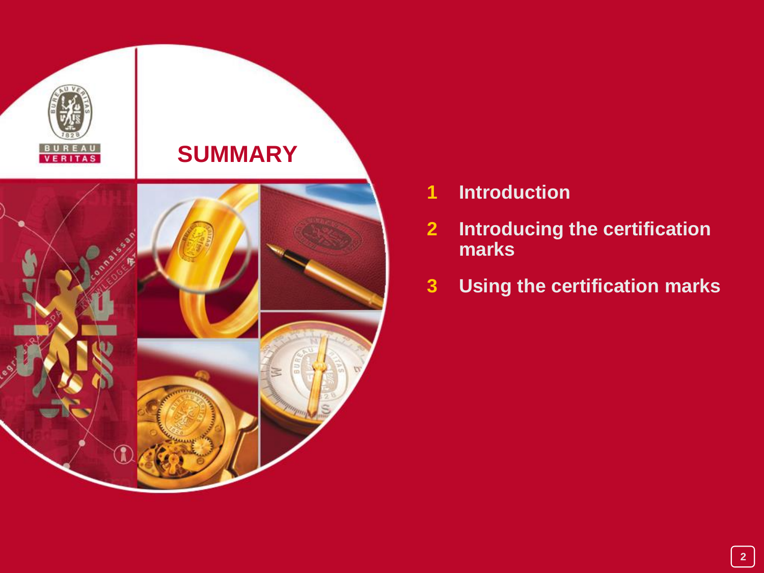# SUMMARY

1. Introduction
2. Introducing the certification marks
3. Using the certification marks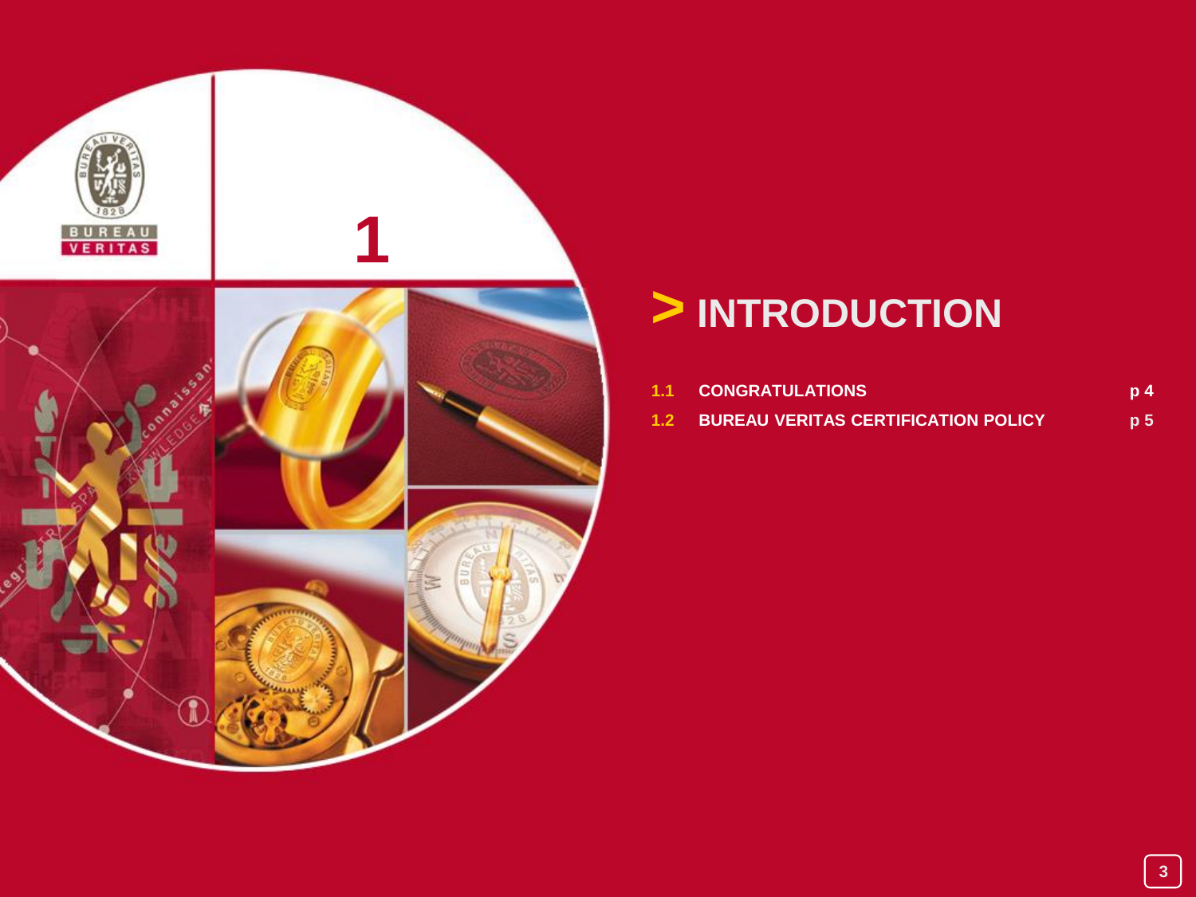# > INTRODUCTION

| | | |
|---|---|---|
| 1.1 | CONGRATULATIONS | p 4 |
| 1.2 | BUREAU VERITAS CERTIFICATION POLICY | p 5 |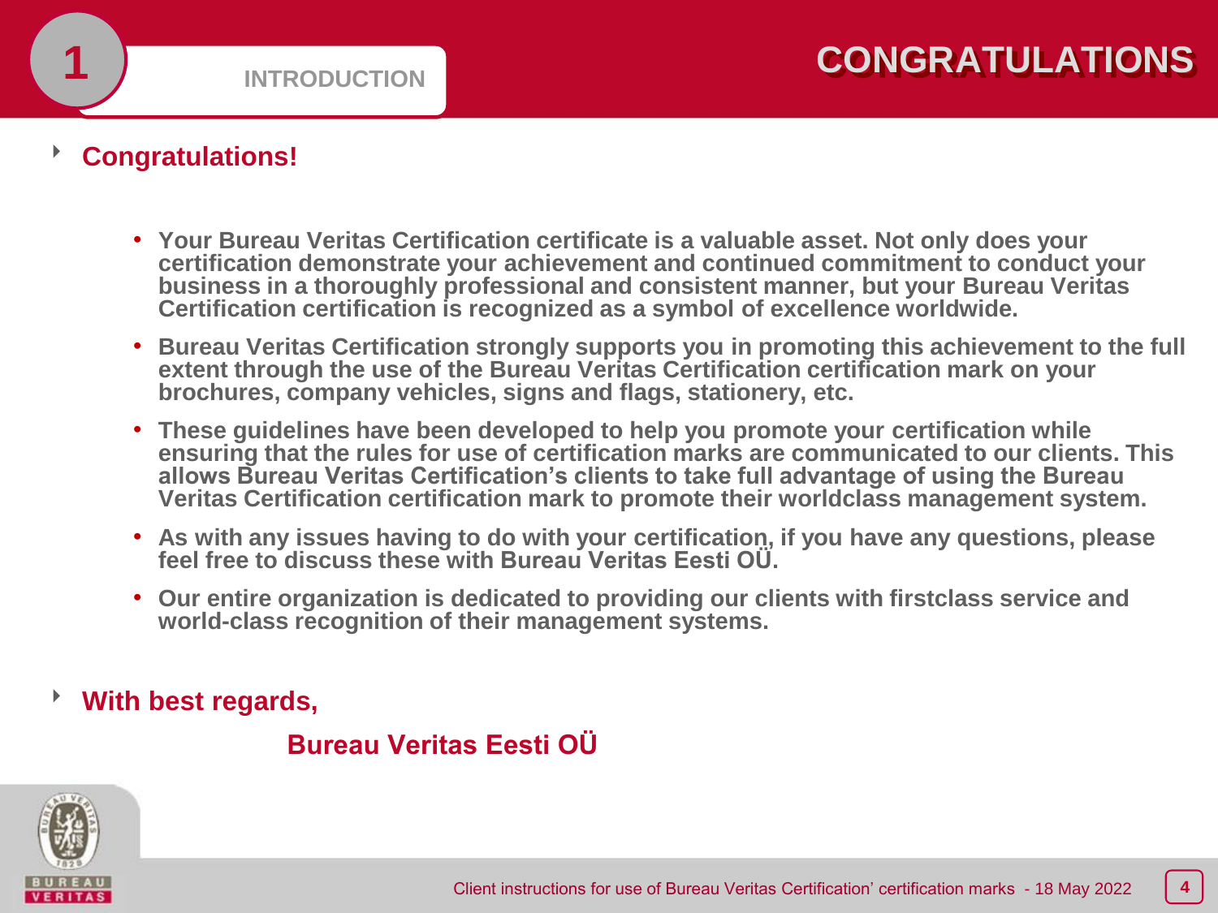# CONGRATULATIONS

## 1 INTRODUCTION

- **Congratulations!**

  - **Your Bureau Veritas Certification certificate is a valuable asset. Not only does your certification demonstrate your achievement and continued commitment to conduct your business in a thoroughly professional and consistent manner, but your Bureau Veritas Certification certification is recognized as a symbol of excellence worldwide.**
  - **Bureau Veritas Certification strongly supports you in promoting this achievement to the full extent through the use of the Bureau Veritas Certification certification mark on your brochures, company vehicles, signs and flags, stationery, etc.**
  - **These guidelines have been developed to help you promote your certification while ensuring that the rules for use of certification marks are communicated to our clients. This allows Bureau Veritas Certification's clients to take full advantage of using the Bureau Veritas Certification certification mark to promote their worldclass management system.**
  - **As with any issues having to do with your certification, if you have any questions, please feel free to discuss these with Bureau Veritas Eesti OÜ.**
  - **Our entire organization is dedicated to providing our clients with firstclass service and world-class recognition of their management systems.**

- **With best regards,**

  **Bureau Veritas Eesti OÜ**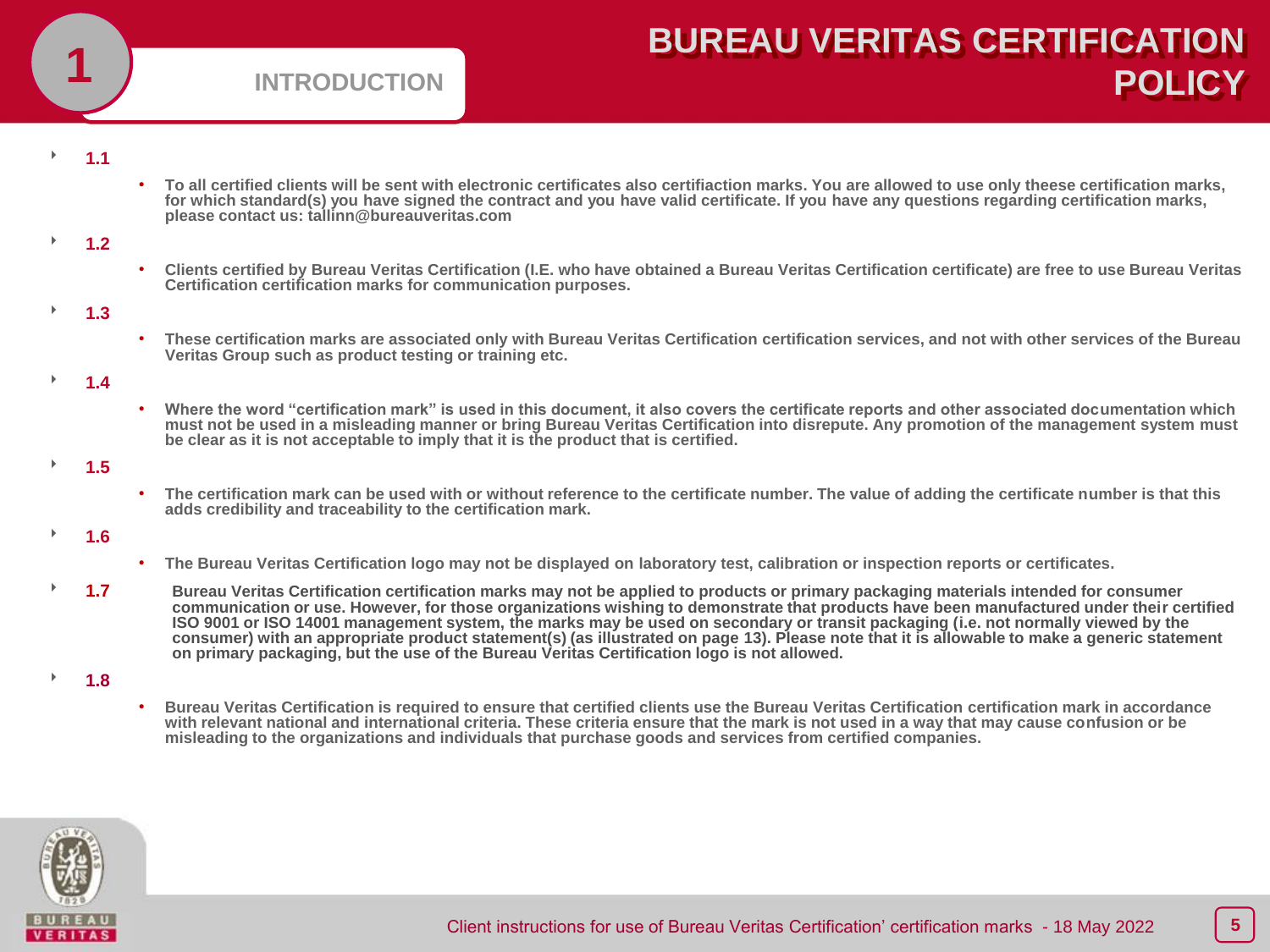# 1 INTRODUCTION

## BUREAU VERITAS CERTIFICATION POLICY

**1.1**

- **To all certified clients will be sent with electronic certificates also certifiaction marks. You are allowed to use only theese certification marks, for which standard(s) you have signed the contract and you have valid certificate. If you have any questions regarding certification marks, please contact us: tallinn@bureauveritas.com**

**1.2**

- **Clients certified by Bureau Veritas Certification (I.E. who have obtained a Bureau Veritas Certification certificate) are free to use Bureau Veritas Certification certification marks for communication purposes.**

**1.3**

- **These certification marks are associated only with Bureau Veritas Certification certification services, and not with other services of the Bureau Veritas Group such as product testing or training etc.**

**1.4**

- **Where the word "certification mark" is used in this document, it also covers the certificate reports and other associated documentation which must not be used in a misleading manner or bring Bureau Veritas Certification into disrepute. Any promotion of the management system must be clear as it is not acceptable to imply that it is the product that is certified.**

**1.5**

- **The certification mark can be used with or without reference to the certificate number. The value of adding the certificate number is that this adds credibility and traceability to the certification mark.**

**1.6**

- **The Bureau Veritas Certification logo may not be displayed on laboratory test, calibration or inspection reports or certificates.**

**1.7**

**Bureau Veritas Certification certification marks may not be applied to products or primary packaging materials intended for consumer communication or use. However, for those organizations wishing to demonstrate that products have been manufactured under their certified ISO 9001 or ISO 14001 management system, the marks may be used on secondary or transit packaging (i.e. not normally viewed by the consumer) with an appropriate product statement(s) (as illustrated on page 13). Please note that it is allowable to make a generic statement on primary packaging, but the use of the Bureau Veritas Certification logo is not allowed.**

**1.8**

- **Bureau Veritas Certification is required to ensure that certified clients use the Bureau Veritas Certification certification mark in accordance with relevant national and international criteria. These criteria ensure that the mark is not used in a way that may cause confusion or be misleading to the organizations and individuals that purchase goods and services from certified companies.**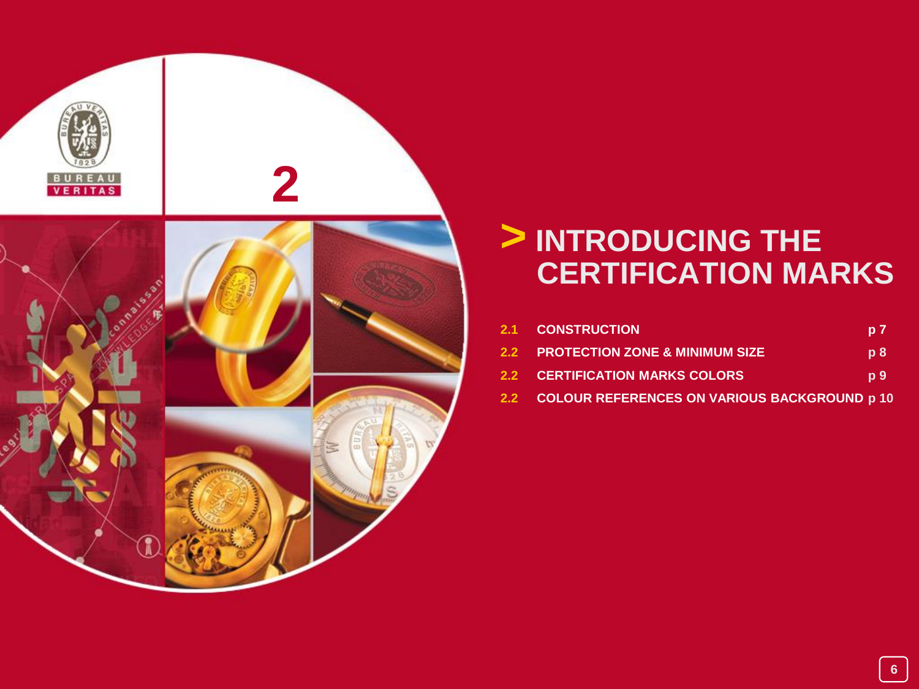2

# > INTRODUCING THE CERTIFICATION MARKS

| | | |
|---|---|---|
| 2.1 | CONSTRUCTION | p 7 |
| 2.2 | PROTECTION ZONE & MINIMUM SIZE | p 8 |
| 2.2 | CERTIFICATION MARKS COLORS | p 9 |
| 2.2 | COLOUR REFERENCES ON VARIOUS BACKGROUND | p 10 |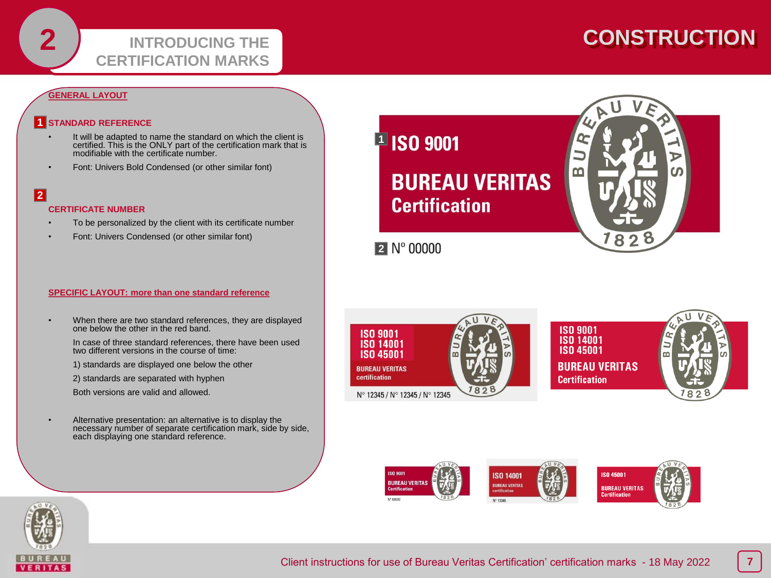# INTRODUCING THE CERTIFICATION MARKS

## CONSTRUCTION

### GENERAL LAYOUT

**1 STANDARD REFERENCE**

- It will be adapted to name the standard on which the client is certified. This is the ONLY part of the certification mark that is modifiable with the certificate number.
- Font: Univers Bold Condensed (or other similar font)

**2 CERTIFICATE NUMBER**

- To be personalized by the client with its certificate number
- Font: Univers Condensed (or other similar font)

### SPECIFIC LAYOUT: more than one standard reference

- When there are two standard references, they are displayed one below the other in the red band.

  In case of three standard references, there have been used two different versions in the course of time:

  1) standards are displayed one below the other

  2) standards are separated with hyphen

  Both versions are valid and allowed.

- Alternative presentation: an alternative is to display the necessary number of separate certification mark, side by side, each displaying one standard reference.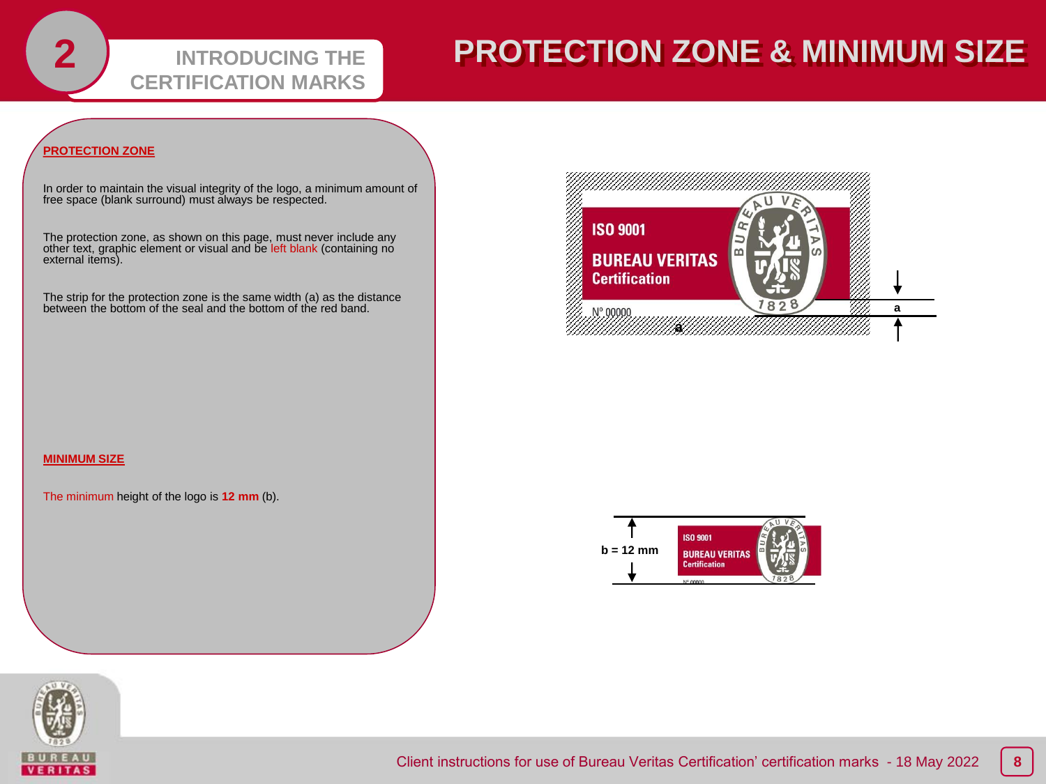# PROTECTION ZONE & MINIMUM SIZE

## PROTECTION ZONE

In order to maintain the visual integrity of the logo, a minimum amount of free space (blank surround) must always be respected.

The protection zone, as shown on this page, must never include any other text, graphic element or visual and be left blank (containing no external items).

The strip for the protection zone is the same width (a) as the distance between the bottom of the seal and the bottom of the red band.

## MINIMUM SIZE

The minimum height of the logo is **12 mm** (b).

b = 12 mm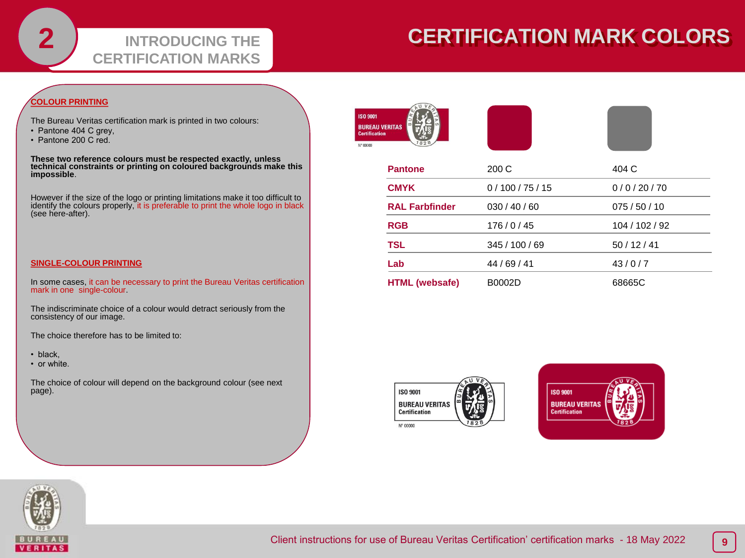# CERTIFICATION MARK COLORS

## 2 INTRODUCING THE CERTIFICATION MARKS

**COLOUR PRINTING**

The Bureau Veritas certification mark is printed in two colours:

- Pantone 404 C grey,
- Pantone 200 C red.

**These two reference colours must be respected exactly, unless technical constraints or printing on coloured backgrounds make this impossible**.

However if the size of the logo or printing limitations make it too difficult to identify the colours properly, it is preferable to print the whole logo in black (see here-after).

**SINGLE-COLOUR PRINTING**

In some cases, it can be necessary to print the Bureau Veritas certification mark in one single-colour.

The indiscriminate choice of a colour would detract seriously from the consistency of our image.

The choice therefore has to be limited to:

- black,
- or white.

The choice of colour will depend on the background colour (see next page).

| | | |
|---|---|---|
| **Pantone** | 200 C | 404 C |
| **CMYK** | 0 / 100 / 75 / 15 | 0 / 0 / 20 / 70 |
| **RAL Farbfinder** | 030 / 40 / 60 | 075 / 50 / 10 |
| **RGB** | 176 / 0 / 45 | 104 / 102 / 92 |
| **TSL** | 345 / 100 / 69 | 50 / 12 / 41 |
| **Lab** | 44 / 69 / 41 | 43 / 0 / 7 |
| **HTML (websafe)** | B0002D | 68665C |

Client instructions for use of Bureau Veritas Certification' certification marks - 18 May 2022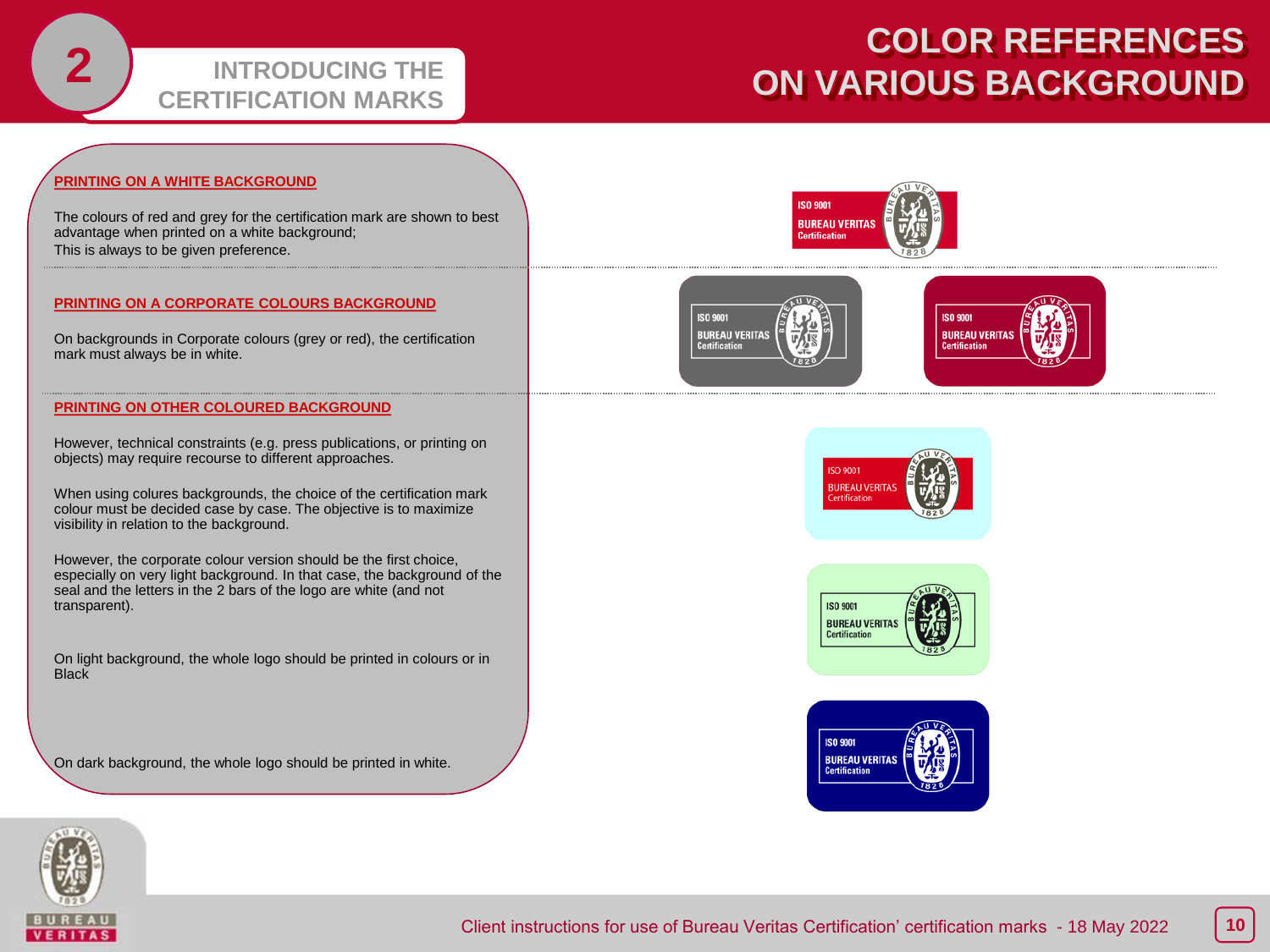## 2 INTRODUCING THE CERTIFICATION MARKS

# COLOR REFERENCES ON VARIOUS BACKGROUND

**PRINTING ON A WHITE BACKGROUND**

The colours of red and grey for the certification mark are shown to best advantage when printed on a white background;
This is always to be given preference.

**PRINTING ON A CORPORATE COLOURS BACKGROUND**

On backgrounds in Corporate colours (grey or red), the certification mark must always be in white.

**PRINTING ON OTHER COLOURED BACKGROUND**

However, technical constraints (e.g. press publications, or printing on objects) may require recourse to different approaches.

When using colures backgrounds, the choice of the certification mark colour must be decided case by case. The objective is to maximize visibility in relation to the background.

However, the corporate colour version should be the first choice, especially on very light background. In that case, the background of the seal and the letters in the 2 bars of the logo are white (and not transparent).

On light background, the whole logo should be printed in colours or in Black

On dark background, the whole logo should be printed in white.

Client instructions for use of Bureau Veritas Certification' certification marks - 18 May 2022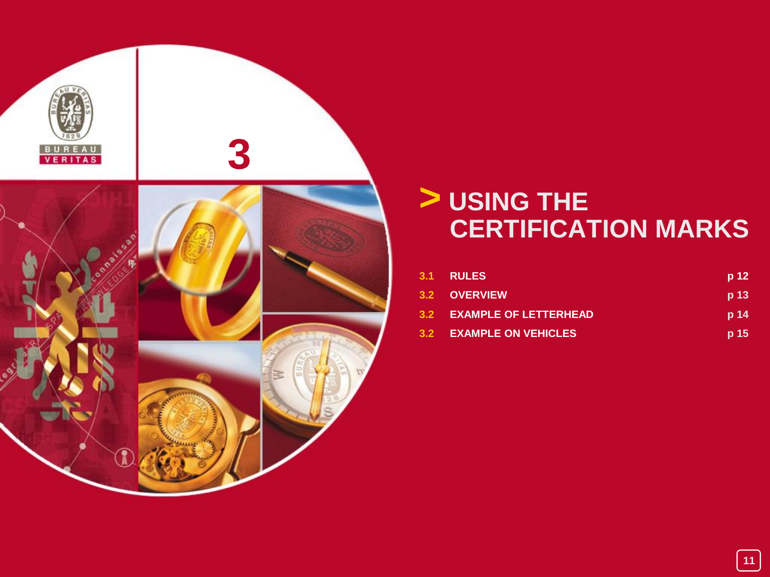3

# > USING THE CERTIFICATION MARKS

| | | |
|---|---|---|
| 3.1 | RULES | p 12 |
| 3.2 | OVERVIEW | p 13 |
| 3.2 | EXAMPLE OF LETTERHEAD | p 14 |
| 3.2 | EXAMPLE ON VEHICLES | p 15 |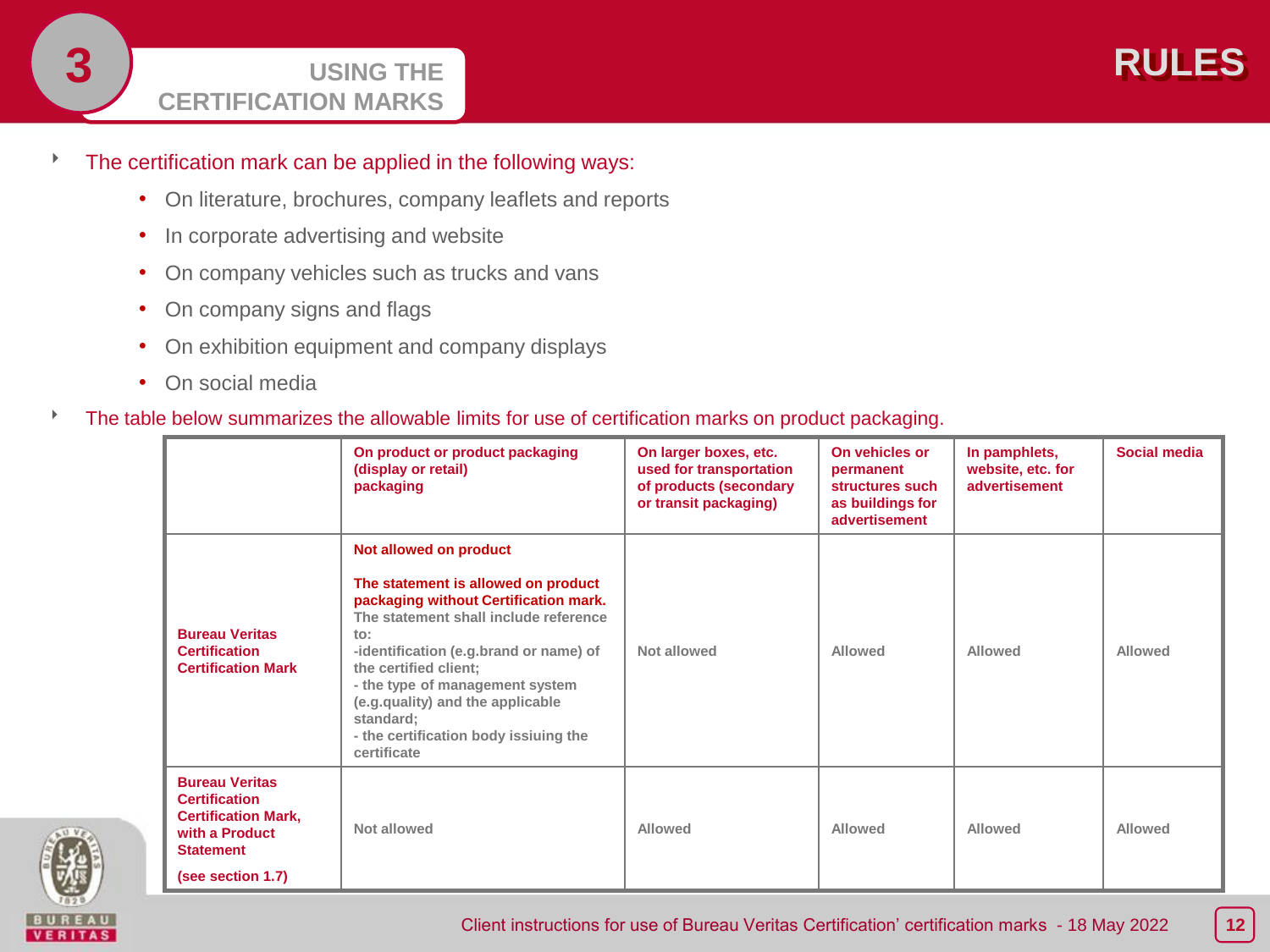# 3 USING THE CERTIFICATION MARKS

## RULES

- The certification mark can be applied in the following ways:
  - On literature, brochures, company leaflets and reports
  - In corporate advertising and website
  - On company vehicles such as trucks and vans
  - On company signs and flags
  - On exhibition equipment and company displays
  - On social media
- The table below summarizes the allowable limits for use of certification marks on product packaging.

| | On product or product packaging (display or retail) packaging | On larger boxes, etc. used for transportation of products (secondary or transit packaging) | On vehicles or permanent structures such as buildings for advertisement | In pamphlets, website, etc. for advertisement | Social media |
|---|---|---|---|---|---|
| **Bureau Veritas Certification Certification Mark** | **Not allowed on product**<br><br>**The statement is allowed on product packaging without Certification mark.** The statement shall include reference to:<br>-identification (e.g.brand or name) of the certified client;<br>- the type of management system (e.g.quality) and the applicable standard;<br>- the certification body issiuing the certificate | Not allowed | Allowed | Allowed | Allowed |
| **Bureau Veritas Certification Certification Mark, with a Product Statement**<br><br>**(see section 1.7)** | Not allowed | Allowed | Allowed | Allowed | Allowed |

Client instructions for use of Bureau Veritas Certification' certification marks - 18 May 2022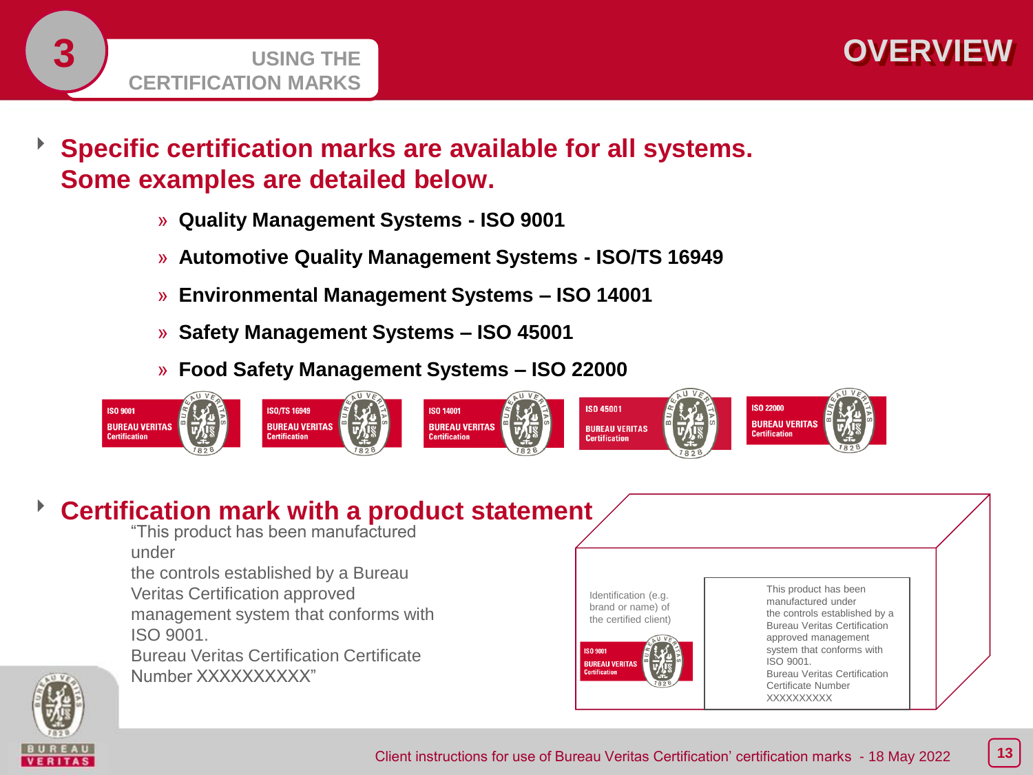# 3 USING THE CERTIFICATION MARKS

## OVERVIEW

- **Specific certification marks are available for all systems. Some examples are detailed below.**
  - **Quality Management Systems - ISO 9001**
  - **Automotive Quality Management Systems - ISO/TS 16949**
  - **Environmental Management Systems – ISO 14001**
  - **Safety Management Systems – ISO 45001**
  - **Food Safety Management Systems – ISO 22000**

ISO 9001 BUREAU VERITAS Certification

ISO/TS 16949 BUREAU VERITAS Certification

ISO 14001 BUREAU VERITAS Certification

ISO 45001 BUREAU VERITAS Certification

ISO 22000 BUREAU VERITAS Certification

- **Certification mark with a product statement**

  "This product has been manufactured under the controls established by a Bureau Veritas Certification approved management system that conforms with ISO 9001.
  Bureau Veritas Certification Certificate Number XXXXXXXXXX"

Identification (e.g. brand or name) of the certified client)

ISO 9001 BUREAU VERITAS Certification

This product has been manufactured under the controls established by a Bureau Veritas Certification approved management system that conforms with ISO 9001.
Bureau Veritas Certification Certificate Number XXXXXXXXXX

Client instructions for use of Bureau Veritas Certification' certification marks - 18 May 2022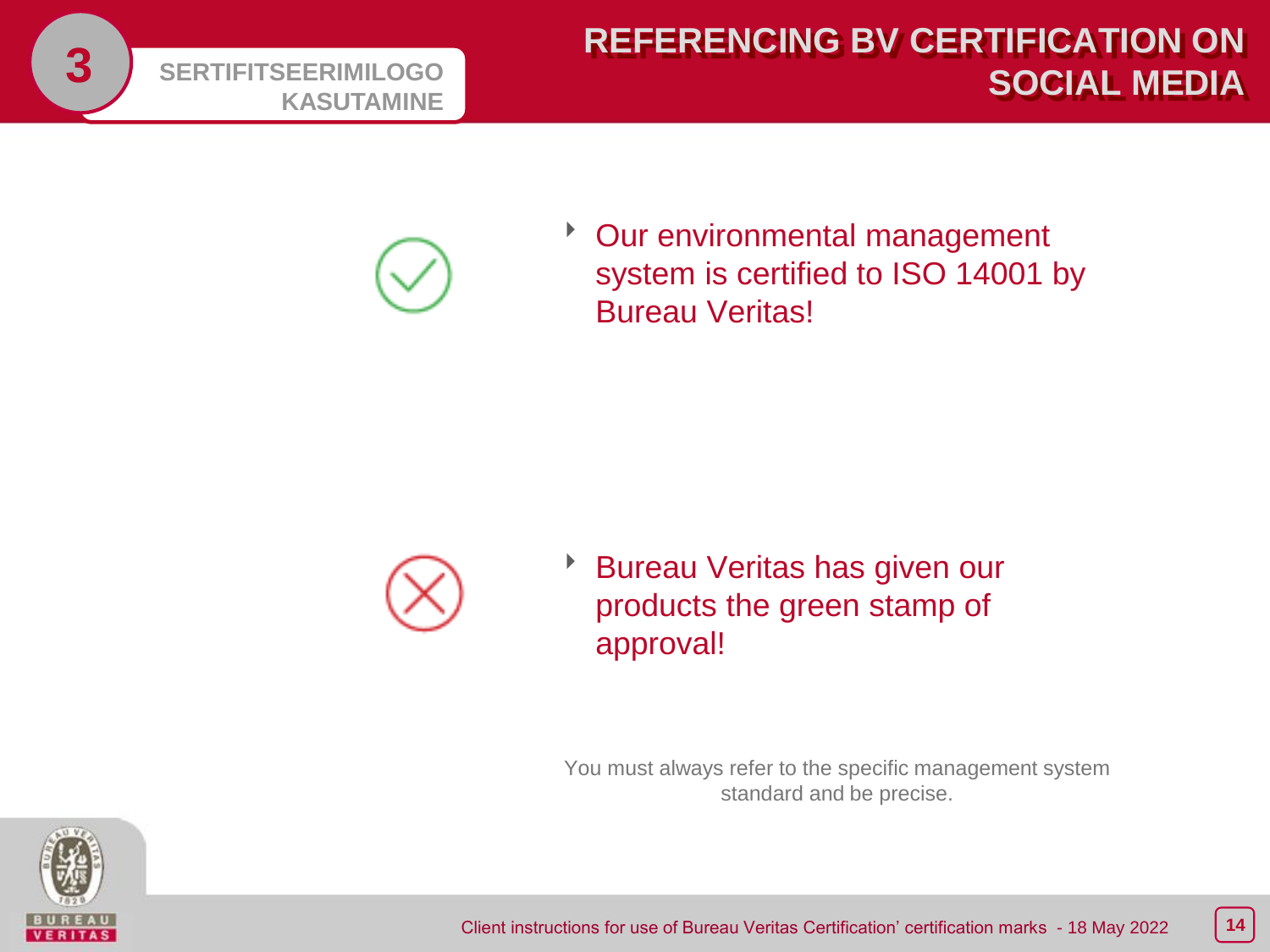# REFERENCING BV CERTIFICATION ON SOCIAL MEDIA

3 SERTIFITSEERIMILOGO KASUTAMINE

- Our environmental management system is certified to ISO 14001 by Bureau Veritas!

- Bureau Veritas has given our products the green stamp of approval!

You must always refer to the specific management system standard and be precise.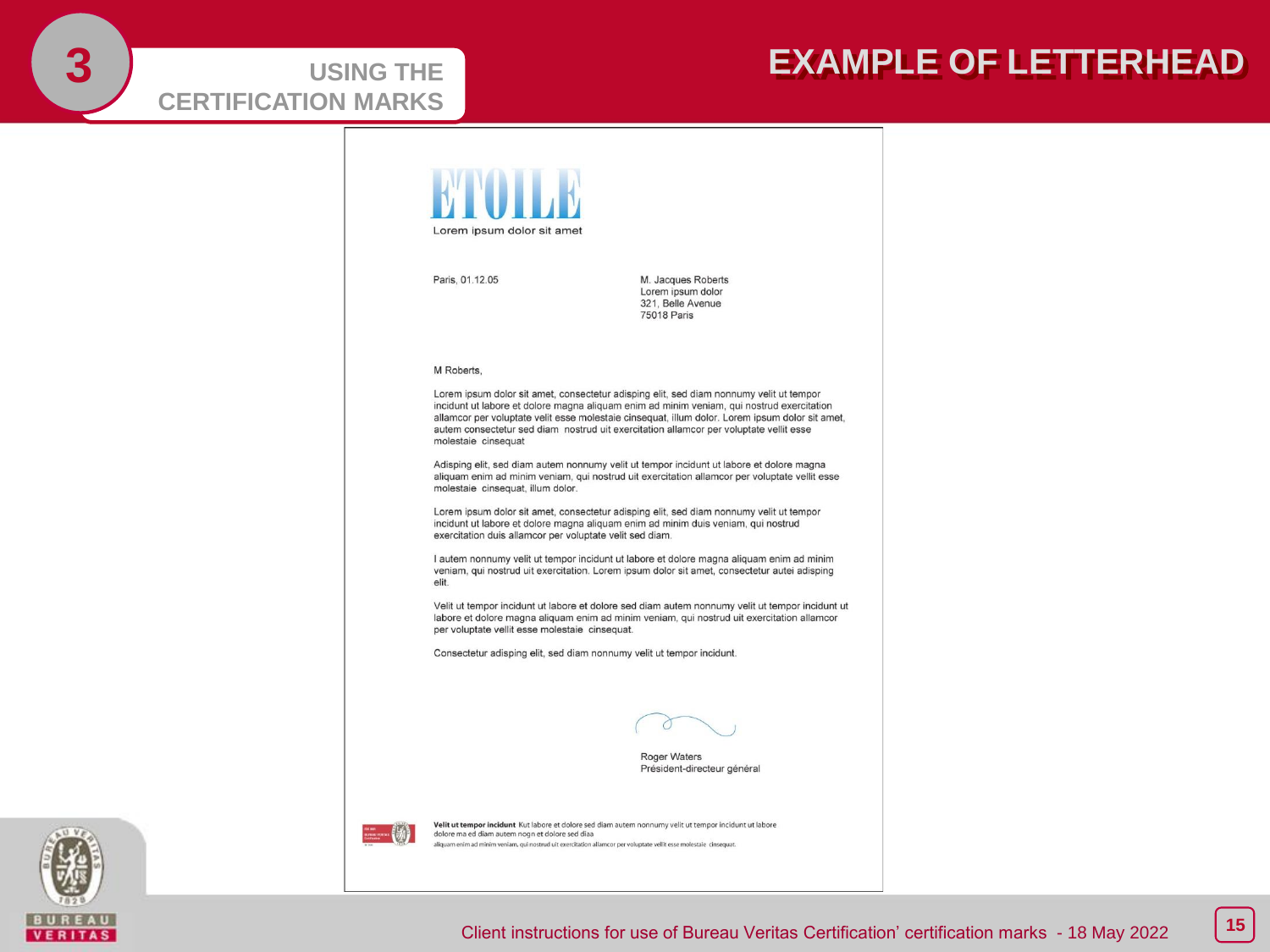# 3 USING THE CERTIFICATION MARKS

## EXAMPLE OF LETTERHEAD

ETOILE

Lorem ipsum dolor sit amet

Paris, 01.12.05

M. Jacques Roberts
Lorem ipsum dolor
321, Belle Avenue
75018 Paris

M Roberts,

Lorem ipsum dolor sit amet, consectetur adisping elit, sed diam nonnumy velit ut tempor incidunt ut labore et dolore magna aliquam enim ad minim veniam, qui nostrud exercitation allamcor per voluptate velit esse molestaie cinsequat, illum dolor. Lorem ipsum dolor sit amet, autem consectetur sed diam nostrud uit exercitation allamcor per voluptate vellit esse molestaie cinsequat

Adisping elit, sed diam autem nonnumy velit ut tempor incidunt ut labore et dolore magna aliquam enim ad minim veniam, qui nostrud uit exercitation allamcor per voluptate vellit esse molestaie cinsequat, illum dolor.

Lorem ipsum dolor sit amet, consectetur adisping elit, sed diam nonnumy velit ut tempor incidunt ut labore et dolore magna aliquam enim ad minim duis veniam, qui nostrud exercitation duis allamcor per voluptate velit sed diam.

I autem nonnumy velit ut tempor incidunt ut labore et dolore magna aliquam enim ad minim veniam, qui nostrud uit exercitation. Lorem ipsum dolor sit amet, consectetur autei adisping elit.

Velit ut tempor incidunt ut labore et dolore sed diam autem nonnumy velit ut tempor incidunt ut labore et dolore magna aliquam enim ad minim veniam, qui nostrud uit exercitation allamcor per voluptate vellit esse molestaie cinsequat.

Consectetur adisping elit, sed diam nonnumy velit ut tempor incidunt.

Roger Waters
Président-directeur général

**Velit ut tempor incidunt** Kut labore et dolore sed diam autem nonnumy velit ut tempor incidunt ut labore dolore ma ed diam autem nogn et dolore sed diaa
aliquam enim ad minim veniam, qui nostrud uit exercitation allamcor per voluptate vellit esse molestaie cinsequat.

Client instructions for use of Bureau Veritas Certification' certification marks - 18 May 2022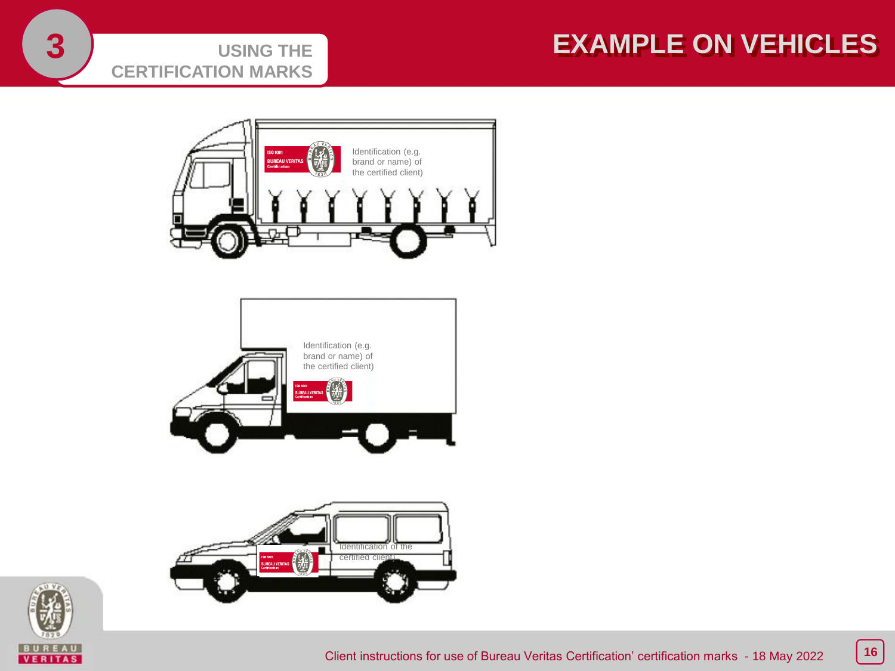# EXAMPLE ON VEHICLES

## 3 USING THE CERTIFICATION MARKS

ISO 9001
BUREAU VERITAS
Certification

Identification (e.g. brand or name) of the certified client)

Identification (e.g. brand or name) of the certified client)

ISO 9001
BUREAU VERITAS
Certification

ISO 9001
BUREAU VERITAS
Certification

Identification of the certified client)

Client instructions for use of Bureau Veritas Certification' certification marks - 18 May 2022